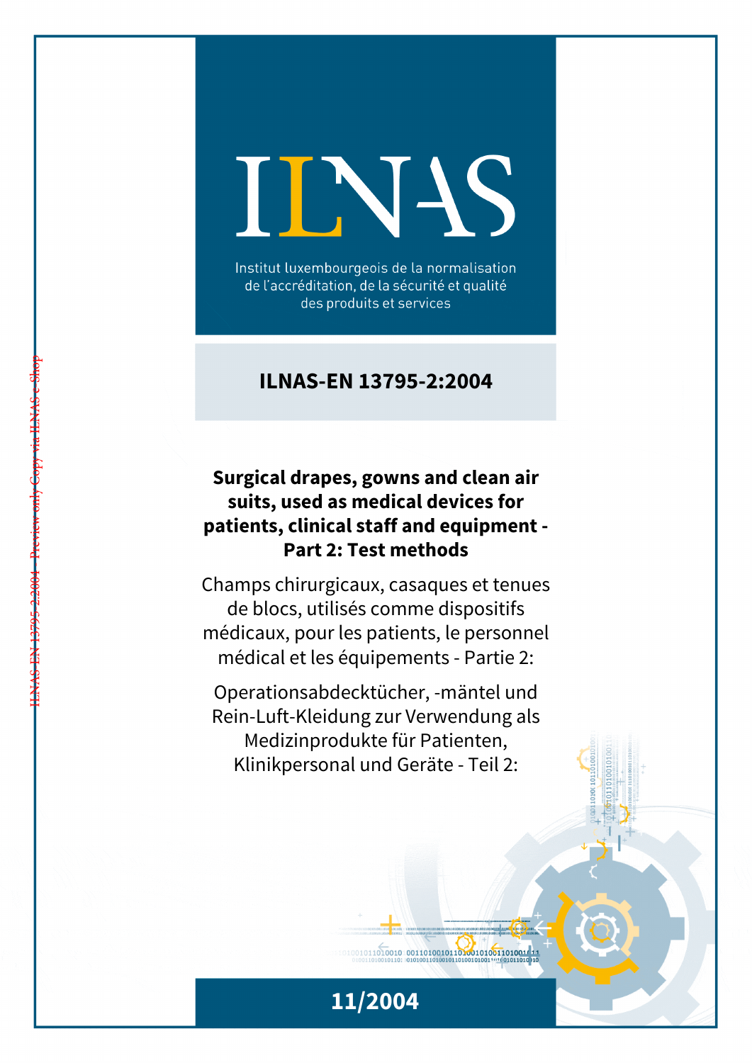ILNAS

Institut luxembourgeois de la normalisation de l'accréditation, de la sécurité et qualité des produits et services

# ILNAS-EN 13795-2:2004

**Surgical drapes, gowns and clean air suits, used as medical devices for patients, clinical staff and equipment - Part 2: Test methods**

Champs chirurgicaux, casaques et tenues de blocs, utilisés comme dispositifs médicaux, pour les patients, le personnel médical et les équipements - Partie 2:

Operationsabdecktücher, -mäntel und Rein-Luft-Kleidung zur Verwendung als Medizinprodukte für Patienten, Klinikpersonal und Geräte - Teil 2:

11/2004

ILNAS-EN 13795-2:2004 - Preview only Copy via ILNAS e-Shop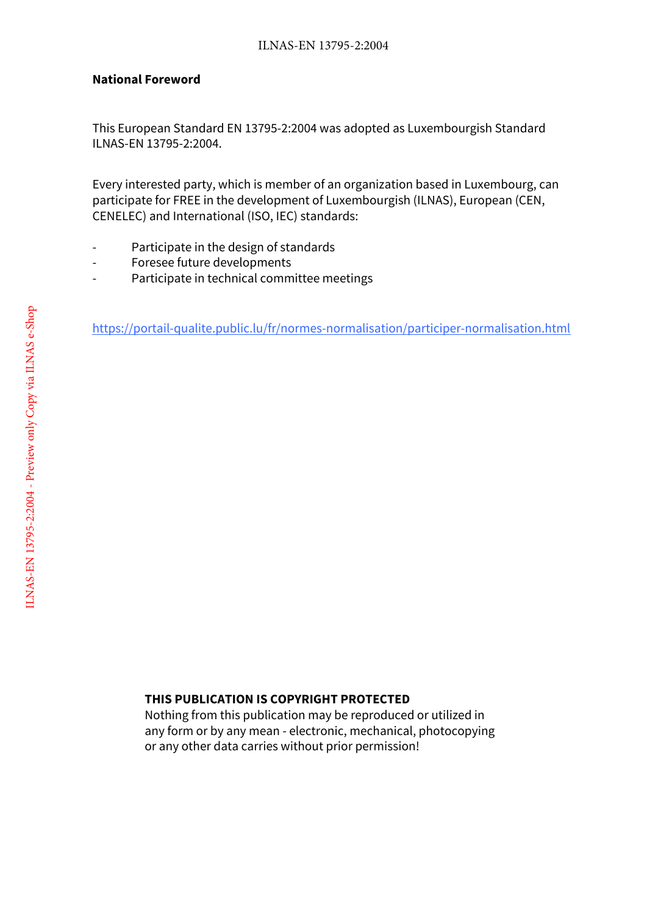**National Foreword**

This European Standard EN 13795-2:2004 was adopted as Luxembourgish Standard ILNAS-EN 13795-2:2004.

Every interested party, which is member of an organization based in Luxembourg, can participate for FREE in the development of Luxembourgish (ILNAS), European (CEN, CENELEC) and International (ISO, IEC) standards:

- Participate in the design of standards
- Foresee future developments
- Participate in technical committee meetings

https://portail-qualite.public.lu/fr/normes-normalisation/participer-normalisation.html

**THIS PUBLICATION IS COPYRIGHT PROTECTED**
Nothing from this publication may be reproduced or utilized in any form or by any mean - electronic, mechanical, photocopying or any other data carries without prior permission!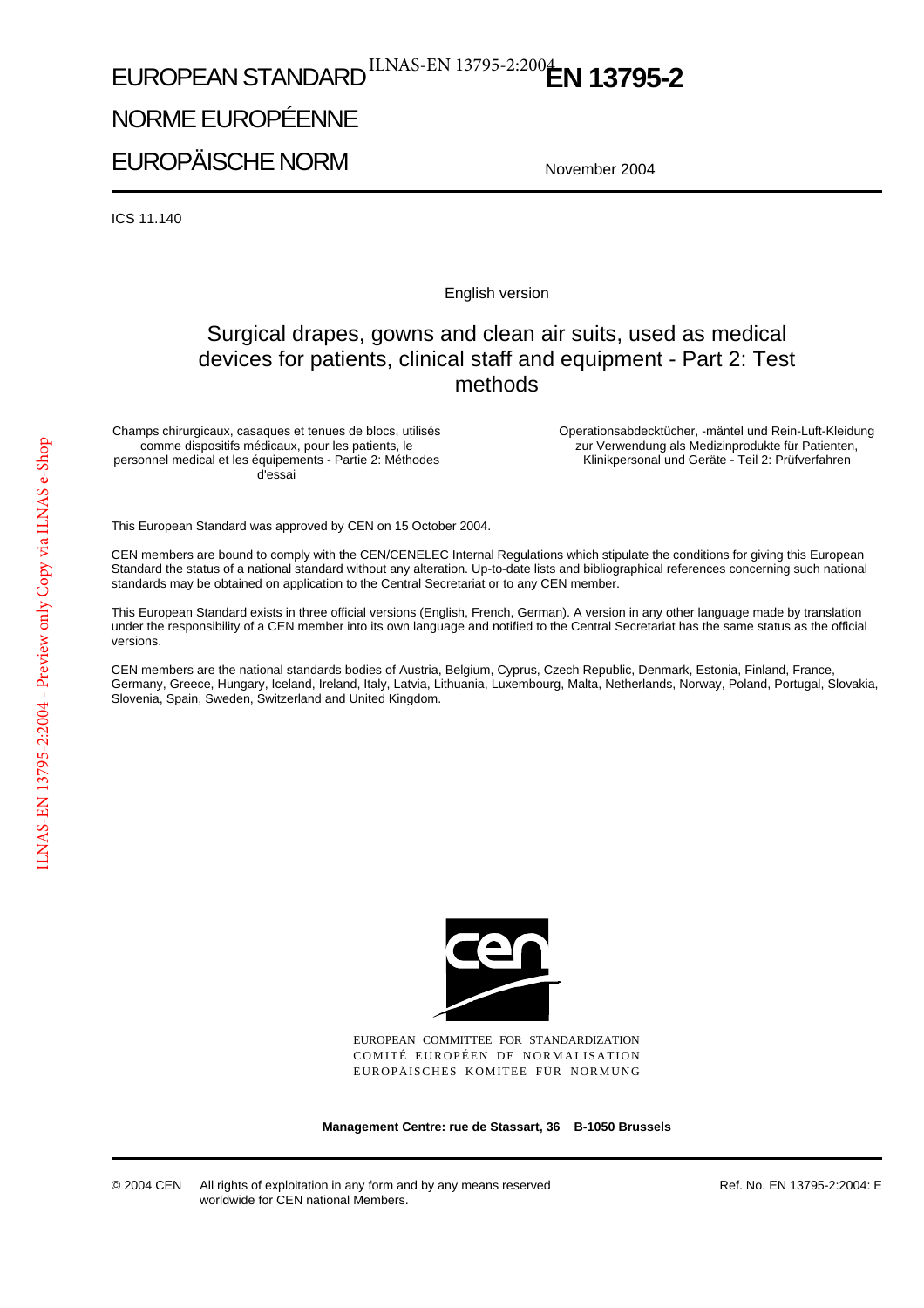# EUROPEAN STANDARD

# NORME EUROPÉENNE

# EUROPÄISCHE NORM

**EN 13795-2**

November 2004

ICS 11.140

English version

## Surgical drapes, gowns and clean air suits, used as medical devices for patients, clinical staff and equipment - Part 2: Test methods

Champs chirurgicaux, casaques et tenues de blocs, utilisés comme dispositifs médicaux, pour les patients, le personnel medical et les équipements - Partie 2: Méthodes d'essai

Operationsabdecktücher, -mäntel und Rein-Luft-Kleidung zur Verwendung als Medizinprodukte für Patienten, Klinikpersonal und Geräte - Teil 2: Prüfverfahren

This European Standard was approved by CEN on 15 October 2004.

CEN members are bound to comply with the CEN/CENELEC Internal Regulations which stipulate the conditions for giving this European Standard the status of a national standard without any alteration. Up-to-date lists and bibliographical references concerning such national standards may be obtained on application to the Central Secretariat or to any CEN member.

This European Standard exists in three official versions (English, French, German). A version in any other language made by translation under the responsibility of a CEN member into its own language and notified to the Central Secretariat has the same status as the official versions.

CEN members are the national standards bodies of Austria, Belgium, Cyprus, Czech Republic, Denmark, Estonia, Finland, France, Germany, Greece, Hungary, Iceland, Ireland, Italy, Latvia, Lithuania, Luxembourg, Malta, Netherlands, Norway, Poland, Portugal, Slovakia, Slovenia, Spain, Sweden, Switzerland and United Kingdom.

EUROPEAN COMMITTEE FOR STANDARDIZATION
COMITÉ EUROPÉEN DE NORMALISATION
EUROPÄISCHES KOMITEE FÜR NORMUNG

**Management Centre: rue de Stassart, 36 B-1050 Brussels**

© 2004 CEN All rights of exploitation in any form and by any means reserved worldwide for CEN national Members.

Ref. No. EN 13795-2:2004: E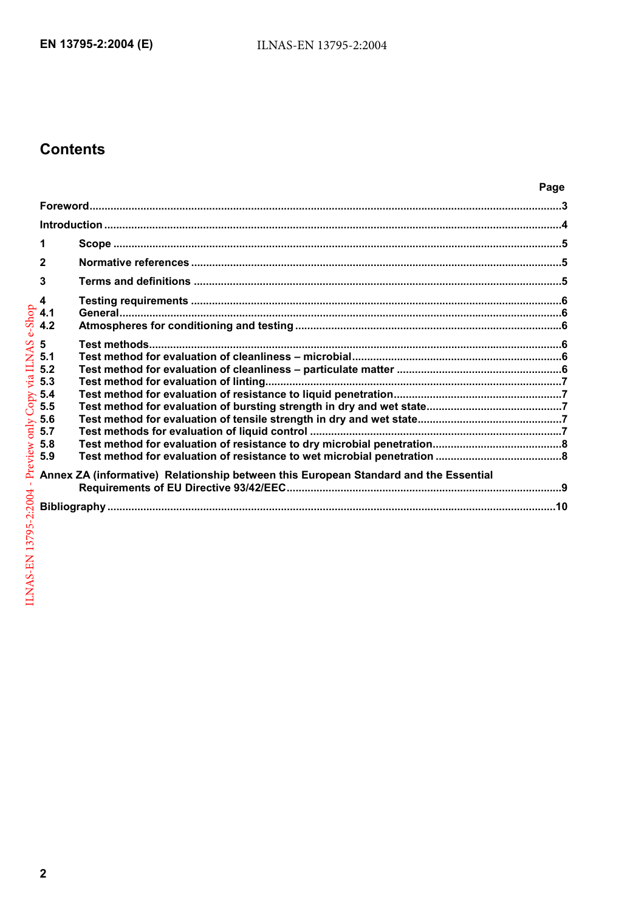# Contents

| | | Page |
|---|---|---|
| Foreword | | 3 |
| Introduction | | 4 |
| 1 | Scope | 5 |
| 2 | Normative references | 5 |
| 3 | Terms and definitions | 5 |
| 4 | Testing requirements | 6 |
| 4.1 | General | 6 |
| 4.2 | Atmospheres for conditioning and testing | 6 |
| 5 | Test methods | 6 |
| 5.1 | Test method for evaluation of cleanliness – microbial | 6 |
| 5.2 | Test method for evaluation of cleanliness – particulate matter | 6 |
| 5.3 | Test method for evaluation of linting | 7 |
| 5.4 | Test method for evaluation of resistance to liquid penetration | 7 |
| 5.5 | Test method for evaluation of bursting strength in dry and wet state | 7 |
| 5.6 | Test method for evaluation of tensile strength in dry and wet state | 7 |
| 5.7 | Test methods for evaluation of liquid control | 7 |
| 5.8 | Test method for evaluation of resistance to dry microbial penetration | 8 |
| 5.9 | Test method for evaluation of resistance to wet microbial penetration | 8 |
| Annex ZA (informative) | Relationship between this European Standard and the Essential Requirements of EU Directive 93/42/EEC | 9 |
| Bibliography | | 10 |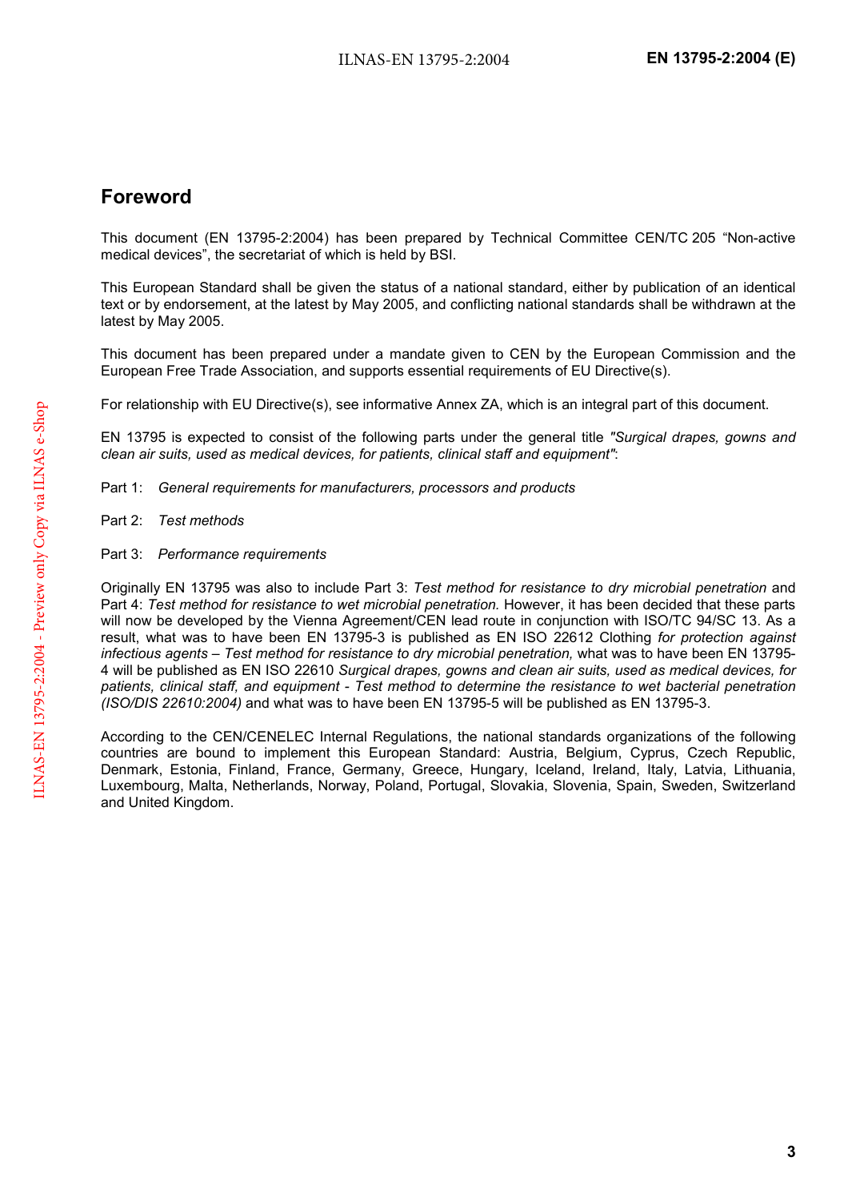# Foreword

This document (EN 13795-2:2004) has been prepared by Technical Committee CEN/TC 205 “Non-active medical devices”, the secretariat of which is held by BSI.

This European Standard shall be given the status of a national standard, either by publication of an identical text or by endorsement, at the latest by May 2005, and conflicting national standards shall be withdrawn at the latest by May 2005.

This document has been prepared under a mandate given to CEN by the European Commission and the European Free Trade Association, and supports essential requirements of EU Directive(s).

For relationship with EU Directive(s), see informative Annex ZA, which is an integral part of this document.

EN 13795 is expected to consist of the following parts under the general title *"Surgical drapes, gowns and clean air suits, used as medical devices, for patients, clinical staff and equipment"*:

Part 1: *General requirements for manufacturers, processors and products*

Part 2: *Test methods*

Part 3: *Performance requirements*

Originally EN 13795 was also to include Part 3: *Test method for resistance to dry microbial penetration* and Part 4: *Test method for resistance to wet microbial penetration.* However, it has been decided that these parts will now be developed by the Vienna Agreement/CEN lead route in conjunction with ISO/TC 94/SC 13. As a result, what was to have been EN 13795-3 is published as EN ISO 22612 Clothing *for protection against infectious agents – Test method for resistance to dry microbial penetration,* what was to have been EN 13795-4 will be published as EN ISO 22610 *Surgical drapes, gowns and clean air suits, used as medical devices, for patients, clinical staff, and equipment - Test method to determine the resistance to wet bacterial penetration (ISO/DIS 22610:2004)* and what was to have been EN 13795-5 will be published as EN 13795-3.

According to the CEN/CENELEC Internal Regulations, the national standards organizations of the following countries are bound to implement this European Standard: Austria, Belgium, Cyprus, Czech Republic, Denmark, Estonia, Finland, France, Germany, Greece, Hungary, Iceland, Ireland, Italy, Latvia, Lithuania, Luxembourg, Malta, Netherlands, Norway, Poland, Portugal, Slovakia, Slovenia, Spain, Sweden, Switzerland and United Kingdom.